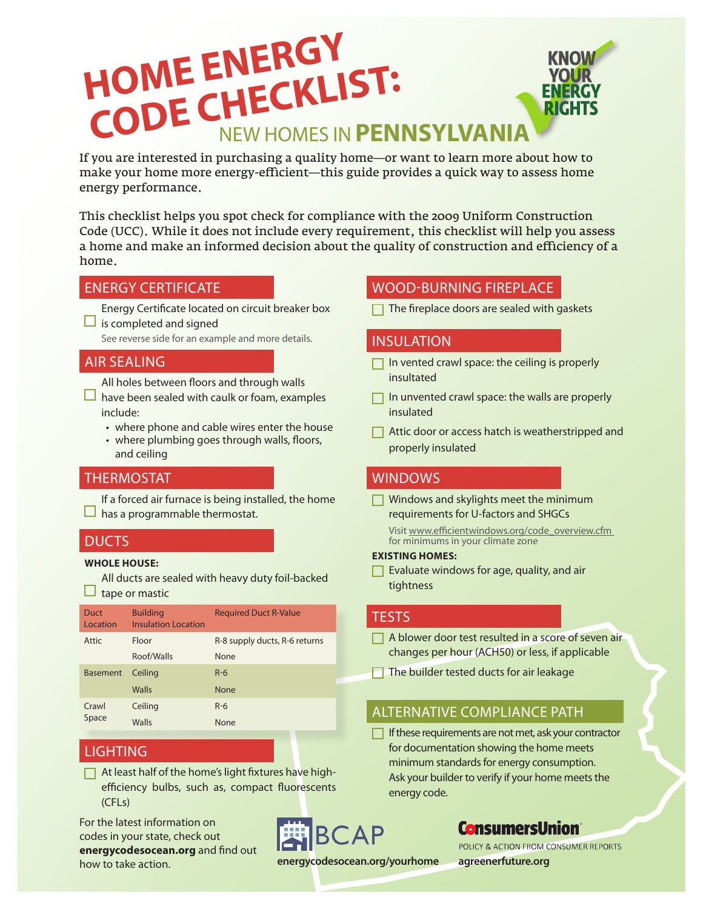# HOME ENERGY CODE CHECKLIST:

## NEW HOMES IN PENNSYLVANIA

KNOW YOUR ENERGY RIGHTS

If you are interested in purchasing a quality home—or want to learn more about how to make your home more energy-efficient—this guide provides a quick way to assess home energy performance.

This checklist helps you spot check for compliance with the 2009 Uniform Construction Code (UCC). While it does not include every requirement, this checklist will help you assess a home and make an informed decision about the quality of construction and efficiency of a home.

### ENERGY CERTIFICATE

- [ ] Energy Certificate located on circuit breaker box is completed and signed

See reverse side for an example and more details.

### AIR SEALING

- [ ] All holes between floors and through walls have been sealed with caulk or foam, examples include:
  - where phone and cable wires enter the house
  - where plumbing goes through walls, floors, and ceiling

### THERMOSTAT

- [ ] If a forced air furnace is being installed, the home has a programmable thermostat.

### DUCTS

**WHOLE HOUSE:**

- [ ] All ducts are sealed with heavy duty foil-backed tape or mastic

| Duct Location | Building Insulation Location | Required Duct R-Value |
|---|---|---|
| Attic | Floor | R-8 supply ducts, R-6 returns |
| | Roof/Walls | None |
| Basement | Ceiling | R-6 |
| | Walls | None |
| Crawl Space | Ceiling | R-6 |
| | Walls | None |

### LIGHTING

- [ ] At least half of the home's light fixtures have high-efficiency bulbs, such as, compact fluorescents (CFLs)

### WOOD-BURNING FIREPLACE

- [ ] The fireplace doors are sealed with gaskets

### INSULATION

- [ ] In vented crawl space: the ceiling is properly insultated
- [ ] In unvented crawl space: the walls are properly insulated
- [ ] Attic door or access hatch is weatherstripped and properly insulated

### WINDOWS

- [ ] Windows and skylights meet the minimum requirements for U-factors and SHGCs

Visit www.efficientwindows.org/code_overview.cfm for minimums in your climate zone

**EXISTING HOMES:**

- [ ] Evaluate windows for age, quality, and air tightness

### TESTS

- [ ] A blower door test resulted in a score of seven air changes per hour (ACH50) or less, if applicable
- [ ] The builder tested ducts for air leakage

### ALTERNATIVE COMPLIANCE PATH

- [ ] If these requirements are not met, ask your contractor for documentation showing the home meets minimum standards for energy consumption. Ask your builder to verify if your home meets the energy code.

For the latest information on codes in your state, check out **energycodesocean.org** and find out how to take action.

BCAP
**energycodesocean.org/yourhome**

ConsumersUnion
POLICY & ACTION FROM CONSUMER REPORTS
**agreenerfuture.org**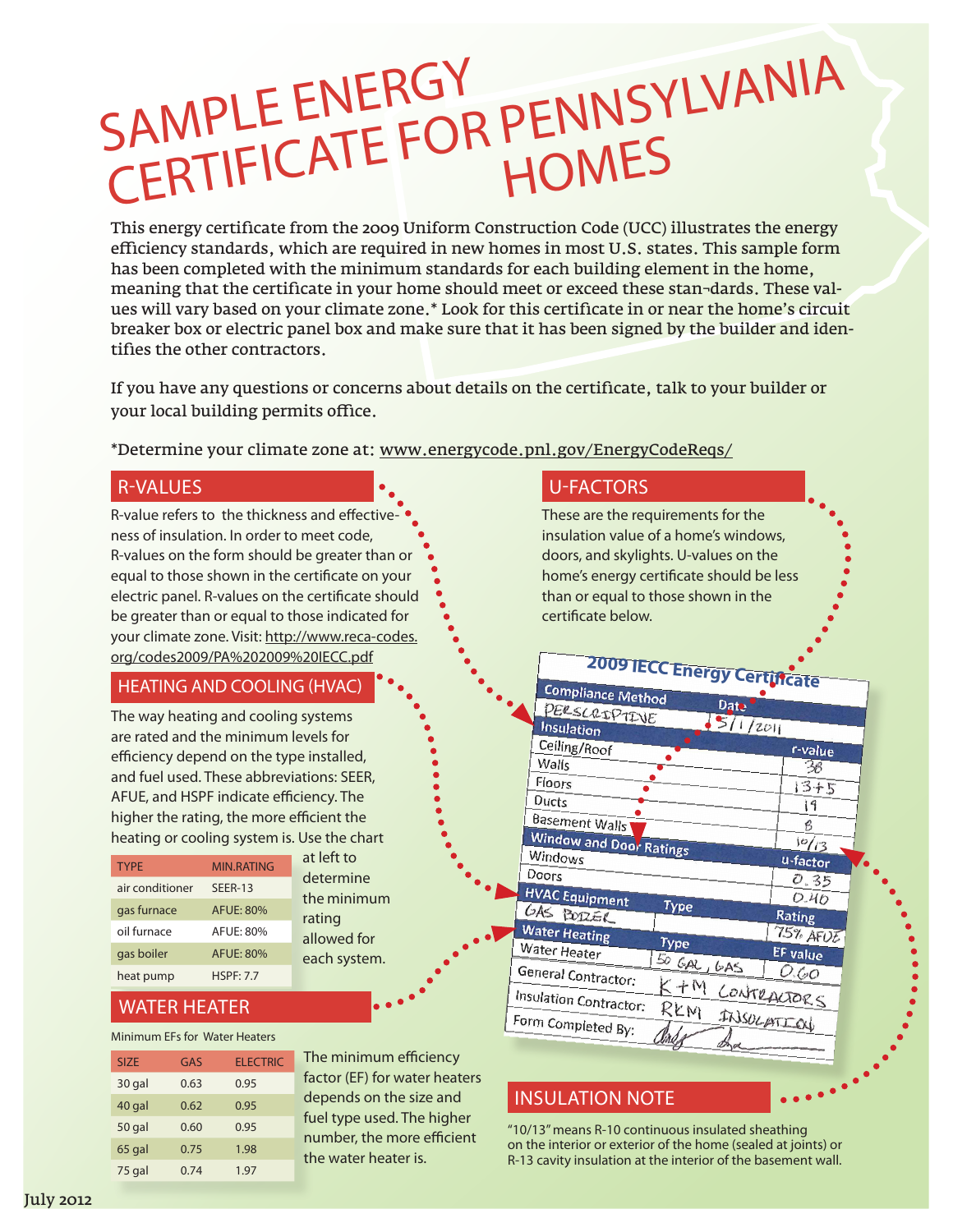# SAMPLE ENERGY CERTIFICATE FOR PENNSYLVANIA HOMES

This energy certificate from the 2009 Uniform Construction Code (UCC) illustrates the energy efficiency standards, which are required in new homes in most U.S. states. This sample form has been completed with the minimum standards for each building element in the home, meaning that the certificate in your home should meet or exceed these stan¬dards. These values will vary based on your climate zone.* Look for this certificate in or near the home's circuit breaker box or electric panel box and make sure that it has been signed by the builder and identifies the other contractors.

If you have any questions or concerns about details on the certificate, talk to your builder or your local building permits office.

*Determine your climate zone at: www.energycode.pnl.gov/EnergyCodeReqs/

## R-VALUES

R-value refers to the thickness and effectiveness of insulation. In order to meet code, R-values on the form should be greater than or equal to those shown in the certificate on your electric panel. R-values on the certificate should be greater than or equal to those indicated for your climate zone. Visit: http://www.reca-codes.org/codes2009/PA%202009%20IECC.pdf

## HEATING AND COOLING (HVAC)

The way heating and cooling systems are rated and the minimum levels for efficiency depend on the type installed, and fuel used. These abbreviations: SEER, AFUE, and HSPF indicate efficiency. The higher the rating, the more efficient the heating or cooling system is. Use the chart at left to determine the minimum rating allowed for each system.

| TYPE | MIN.RATING |
|---|---|
| air conditioner | SEER-13 |
| gas furnace | AFUE: 80% |
| oil furnace | AFUE: 80% |
| gas boiler | AFUE: 80% |
| heat pump | HSPF: 7.7 |

## WATER HEATER

Minimum EFs for Water Heaters

| SIZE | GAS | ELECTRIC |
|---|---|---|
| 30 gal | 0.63 | 0.95 |
| 40 gal | 0.62 | 0.95 |
| 50 gal | 0.60 | 0.95 |
| 65 gal | 0.75 | 1.98 |
| 75 gal | 0.74 | 1.97 |

The minimum efficiency factor (EF) for water heaters depends on the size and fuel type used. The higher the number, the more efficient the water heater is.

## U-FACTORS

These are the requirements for the insulation value of a home's windows, doors, and skylights. U-values on the home's energy certificate should be less than or equal to those shown in the certificate below.

**2009 IECC Energy Certificate**

| Compliance Method | Date |
|---|---|
| PERSCRIPTIVE | 5/1/2011 |

| Insulation | r-value |
|---|---|
| Ceiling/Roof | 38 |
| Walls | 13+5 |
| Floors | 19 |
| Ducts | 8 |
| Basement Walls | 10/13 |

| Window and Door Ratings | u-factor |
|---|---|
| Windows | 0.35 |
| Doors | 0.40 |

| HVAC Equipment | Type | Rating |
|---|---|---|
| | GAS BOILER | 75% AFUE |

| Water Heating | Type | EF value |
|---|---|---|
| Water Heater | 50 GAL, GAS | 0.60 |

General Contractor: K+M CONTRACTORS

Insulation Contractor: RKM INSULATION

Form Completed By: (signature)

## INSULATION NOTE

"10/13" means R-10 continuous insulated sheathing on the interior or exterior of the home (sealed at joints) or R-13 cavity insulation at the interior of the basement wall.

July 2012